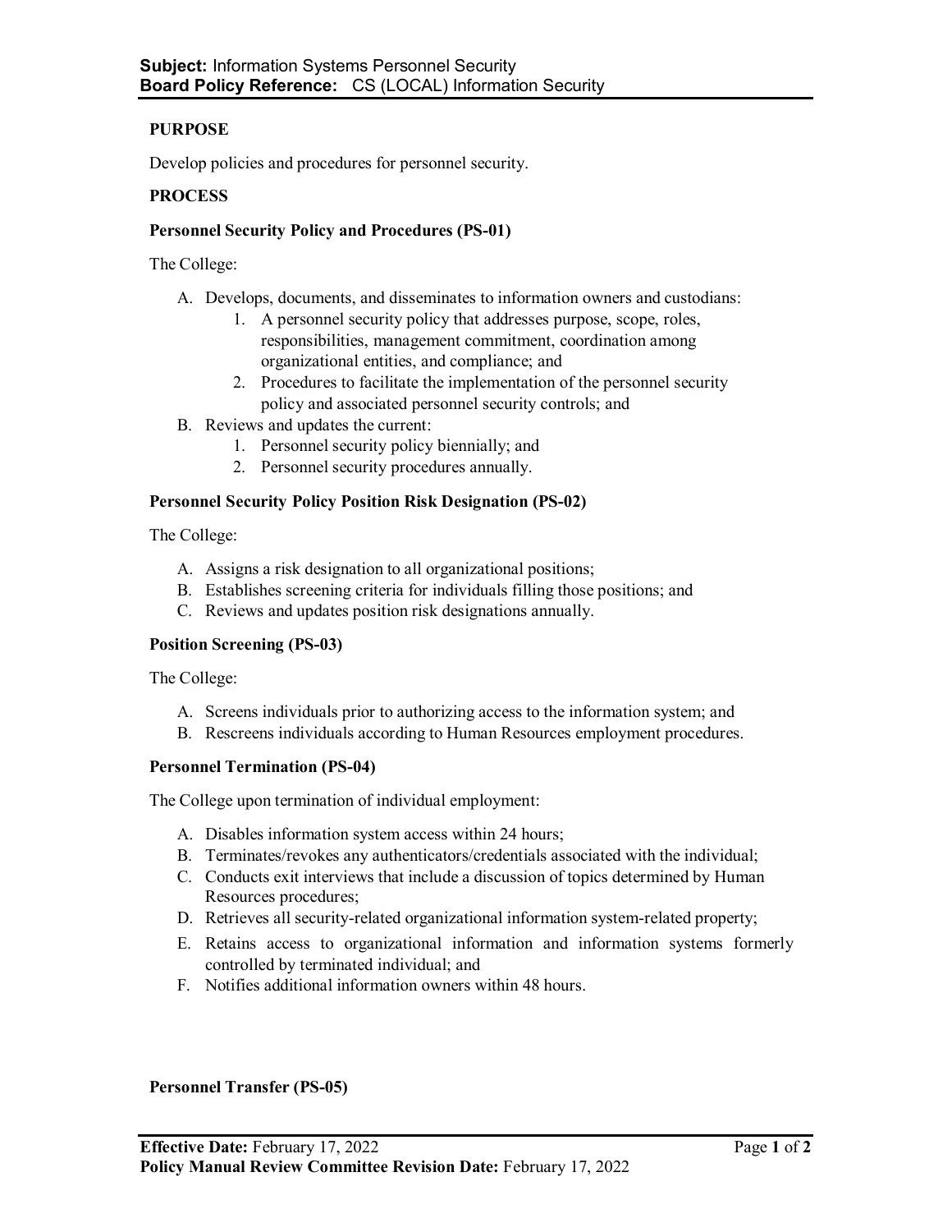**Subject:** Information Systems Personnel Security
**Board Policy Reference:** CS (LOCAL) Information Security

## PURPOSE

Develop policies and procedures for personnel security.

## PROCESS

### Personnel Security Policy and Procedures (PS-01)

The College:

A. Develops, documents, and disseminates to information owners and custodians:
   1. A personnel security policy that addresses purpose, scope, roles, responsibilities, management commitment, coordination among organizational entities, and compliance; and
   2. Procedures to facilitate the implementation of the personnel security policy and associated personnel security controls; and
B. Reviews and updates the current:
   1. Personnel security policy biennially; and
   2. Personnel security procedures annually.

### Personnel Security Policy Position Risk Designation (PS-02)

The College:

A. Assigns a risk designation to all organizational positions;
B. Establishes screening criteria for individuals filling those positions; and
C. Reviews and updates position risk designations annually.

### Position Screening (PS-03)

The College:

A. Screens individuals prior to authorizing access to the information system; and
B. Rescreens individuals according to Human Resources employment procedures.

### Personnel Termination (PS-04)

The College upon termination of individual employment:

A. Disables information system access within 24 hours;
B. Terminates/revokes any authenticators/credentials associated with the individual;
C. Conducts exit interviews that include a discussion of topics determined by Human Resources procedures;
D. Retrieves all security-related organizational information system-related property;
E. Retains access to organizational information and information systems formerly controlled by terminated individual; and
F. Notifies additional information owners within 48 hours.

### Personnel Transfer (PS-05)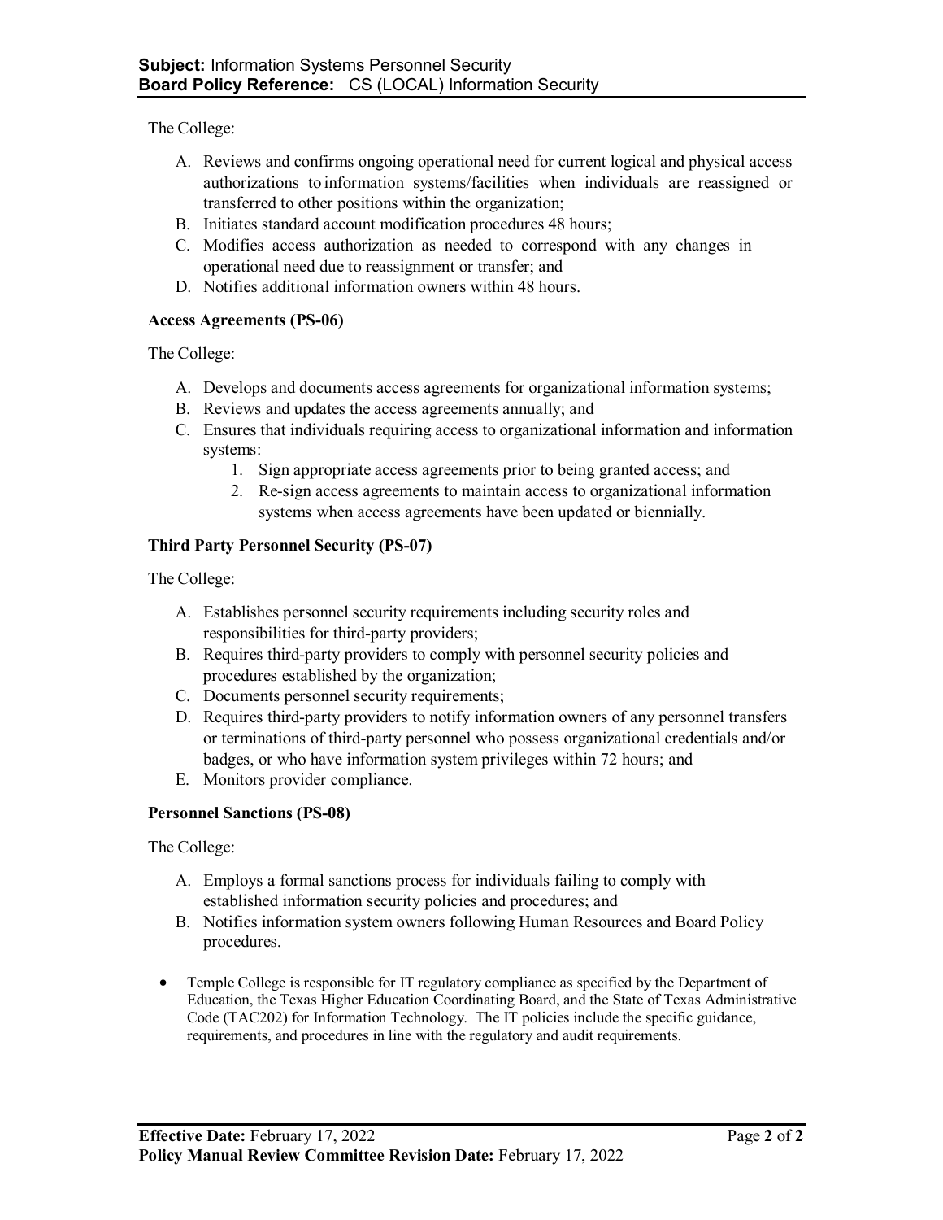The College:

A. Reviews and confirms ongoing operational need for current logical and physical access authorizations to information systems/facilities when individuals are reassigned or transferred to other positions within the organization;
B. Initiates standard account modification procedures 48 hours;
C. Modifies access authorization as needed to correspond with any changes in operational need due to reassignment or transfer; and
D. Notifies additional information owners within 48 hours.

**Access Agreements (PS-06)**

The College:

A. Develops and documents access agreements for organizational information systems;
B. Reviews and updates the access agreements annually; and
C. Ensures that individuals requiring access to organizational information and information systems:
    1. Sign appropriate access agreements prior to being granted access; and
    2. Re-sign access agreements to maintain access to organizational information systems when access agreements have been updated or biennially.

**Third Party Personnel Security (PS-07)**

The College:

A. Establishes personnel security requirements including security roles and responsibilities for third-party providers;
B. Requires third-party providers to comply with personnel security policies and procedures established by the organization;
C. Documents personnel security requirements;
D. Requires third-party providers to notify information owners of any personnel transfers or terminations of third-party personnel who possess organizational credentials and/or badges, or who have information system privileges within 72 hours; and
E. Monitors provider compliance.

**Personnel Sanctions (PS-08)**

The College:

A. Employs a formal sanctions process for individuals failing to comply with established information security policies and procedures; and
B. Notifies information system owners following Human Resources and Board Policy procedures.

- Temple College is responsible for IT regulatory compliance as specified by the Department of Education, the Texas Higher Education Coordinating Board, and the State of Texas Administrative Code (TAC202) for Information Technology. The IT policies include the specific guidance, requirements, and procedures in line with the regulatory and audit requirements.

**Effective Date:** February 17, 2022
**Policy Manual Review Committee Revision Date:** February 17, 2022